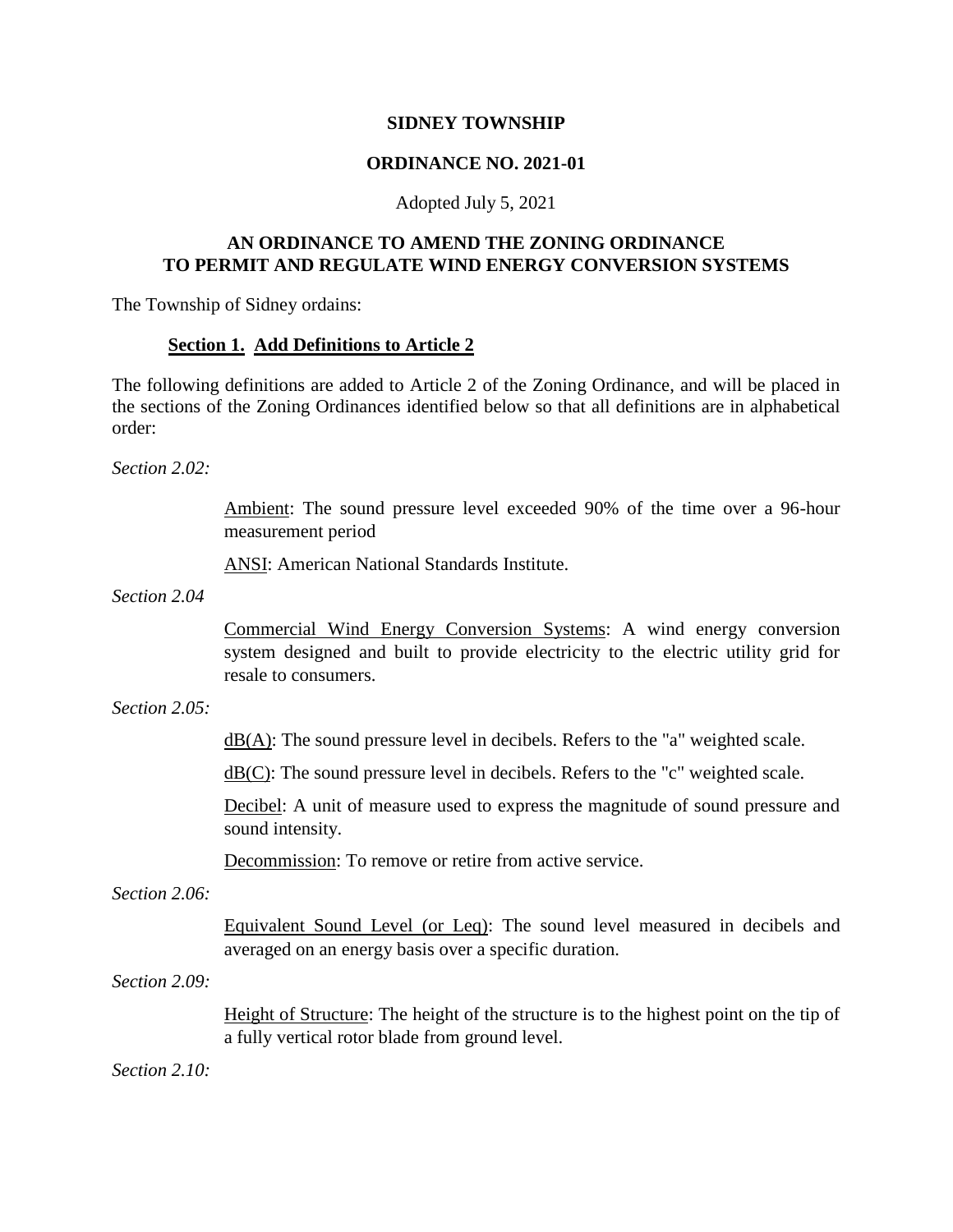**SIDNEY TOWNSHIP**

**ORDINANCE NO. 2021-01**

Adopted July 5, 2021

# AN ORDINANCE TO AMEND THE ZONING ORDINANCE TO PERMIT AND REGULATE WIND ENERGY CONVERSION SYSTEMS

The Township of Sidney ordains:

## Section 1. Add Definitions to Article 2

The following definitions are added to Article 2 of the Zoning Ordinance, and will be placed in the sections of the Zoning Ordinances identified below so that all definitions are in alphabetical order:

*Section 2.02:*

Ambient: The sound pressure level exceeded 90% of the time over a 96-hour measurement period

ANSI: American National Standards Institute.

*Section 2.04*

Commercial Wind Energy Conversion Systems: A wind energy conversion system designed and built to provide electricity to the electric utility grid for resale to consumers.

*Section 2.05:*

dB(A): The sound pressure level in decibels. Refers to the "a" weighted scale.

dB(C): The sound pressure level in decibels. Refers to the "c" weighted scale.

Decibel: A unit of measure used to express the magnitude of sound pressure and sound intensity.

Decommission: To remove or retire from active service.

*Section 2.06:*

Equivalent Sound Level (or Leq): The sound level measured in decibels and averaged on an energy basis over a specific duration.

*Section 2.09:*

Height of Structure: The height of the structure is to the highest point on the tip of a fully vertical rotor blade from ground level.

*Section 2.10:*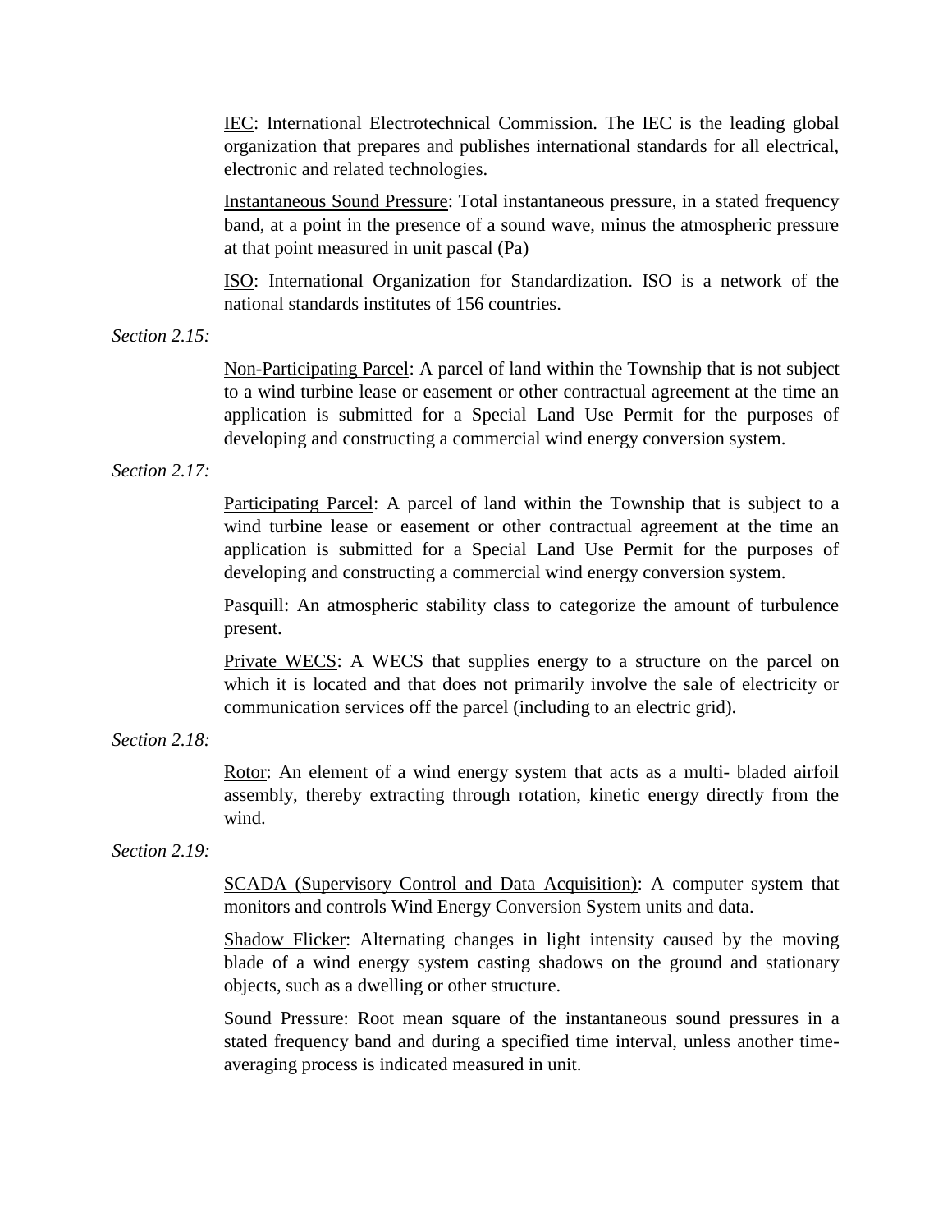IEC: International Electrotechnical Commission. The IEC is the leading global organization that prepares and publishes international standards for all electrical, electronic and related technologies.

Instantaneous Sound Pressure: Total instantaneous pressure, in a stated frequency band, at a point in the presence of a sound wave, minus the atmospheric pressure at that point measured in unit pascal (Pa)

ISO: International Organization for Standardization. ISO is a network of the national standards institutes of 156 countries.

*Section 2.15:*

Non-Participating Parcel: A parcel of land within the Township that is not subject to a wind turbine lease or easement or other contractual agreement at the time an application is submitted for a Special Land Use Permit for the purposes of developing and constructing a commercial wind energy conversion system.

*Section 2.17:*

Participating Parcel: A parcel of land within the Township that is subject to a wind turbine lease or easement or other contractual agreement at the time an application is submitted for a Special Land Use Permit for the purposes of developing and constructing a commercial wind energy conversion system.

Pasquill: An atmospheric stability class to categorize the amount of turbulence present.

Private WECS: A WECS that supplies energy to a structure on the parcel on which it is located and that does not primarily involve the sale of electricity or communication services off the parcel (including to an electric grid).

*Section 2.18:*

Rotor: An element of a wind energy system that acts as a multi- bladed airfoil assembly, thereby extracting through rotation, kinetic energy directly from the wind.

*Section 2.19:*

SCADA (Supervisory Control and Data Acquisition): A computer system that monitors and controls Wind Energy Conversion System units and data.

Shadow Flicker: Alternating changes in light intensity caused by the moving blade of a wind energy system casting shadows on the ground and stationary objects, such as a dwelling or other structure.

Sound Pressure: Root mean square of the instantaneous sound pressures in a stated frequency band and during a specified time interval, unless another time-averaging process is indicated measured in unit.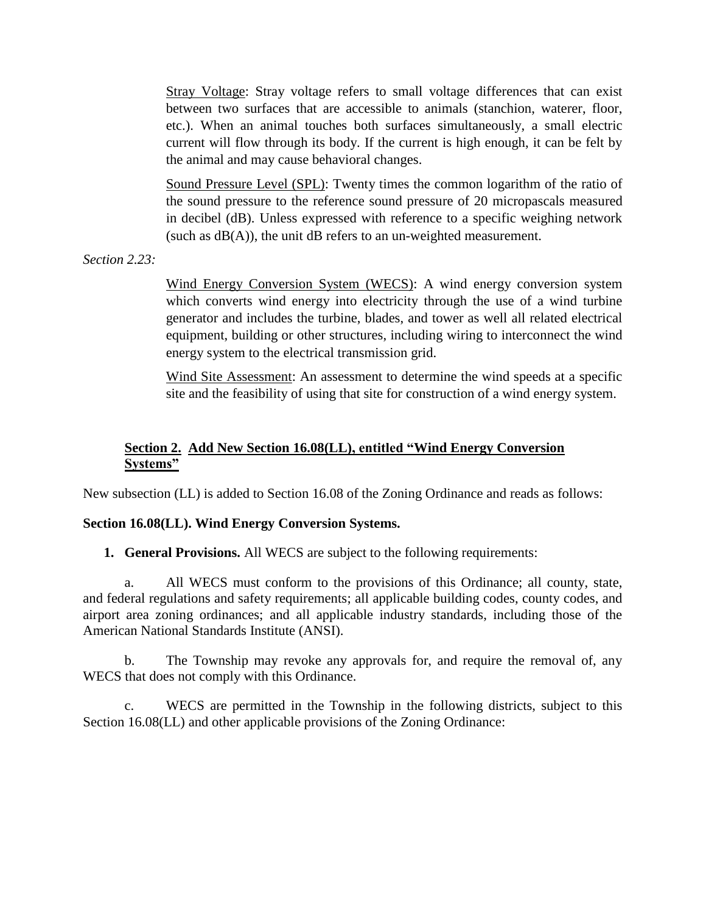Stray Voltage: Stray voltage refers to small voltage differences that can exist between two surfaces that are accessible to animals (stanchion, waterer, floor, etc.). When an animal touches both surfaces simultaneously, a small electric current will flow through its body. If the current is high enough, it can be felt by the animal and may cause behavioral changes.

Sound Pressure Level (SPL): Twenty times the common logarithm of the ratio of the sound pressure to the reference sound pressure of 20 micropascals measured in decibel (dB). Unless expressed with reference to a specific weighing network (such as dB(A)), the unit dB refers to an un-weighted measurement.

*Section 2.23:*

Wind Energy Conversion System (WECS): A wind energy conversion system which converts wind energy into electricity through the use of a wind turbine generator and includes the turbine, blades, and tower as well all related electrical equipment, building or other structures, including wiring to interconnect the wind energy system to the electrical transmission grid.

Wind Site Assessment: An assessment to determine the wind speeds at a specific site and the feasibility of using that site for construction of a wind energy system.

## Section 2. Add New Section 16.08(LL), entitled "Wind Energy Conversion Systems"

New subsection (LL) is added to Section 16.08 of the Zoning Ordinance and reads as follows:

**Section 16.08(LL). Wind Energy Conversion Systems.**

1. **General Provisions.** All WECS are subject to the following requirements:

a. All WECS must conform to the provisions of this Ordinance; all county, state, and federal regulations and safety requirements; all applicable building codes, county codes, and airport area zoning ordinances; and all applicable industry standards, including those of the American National Standards Institute (ANSI).

b. The Township may revoke any approvals for, and require the removal of, any WECS that does not comply with this Ordinance.

c. WECS are permitted in the Township in the following districts, subject to this Section 16.08(LL) and other applicable provisions of the Zoning Ordinance: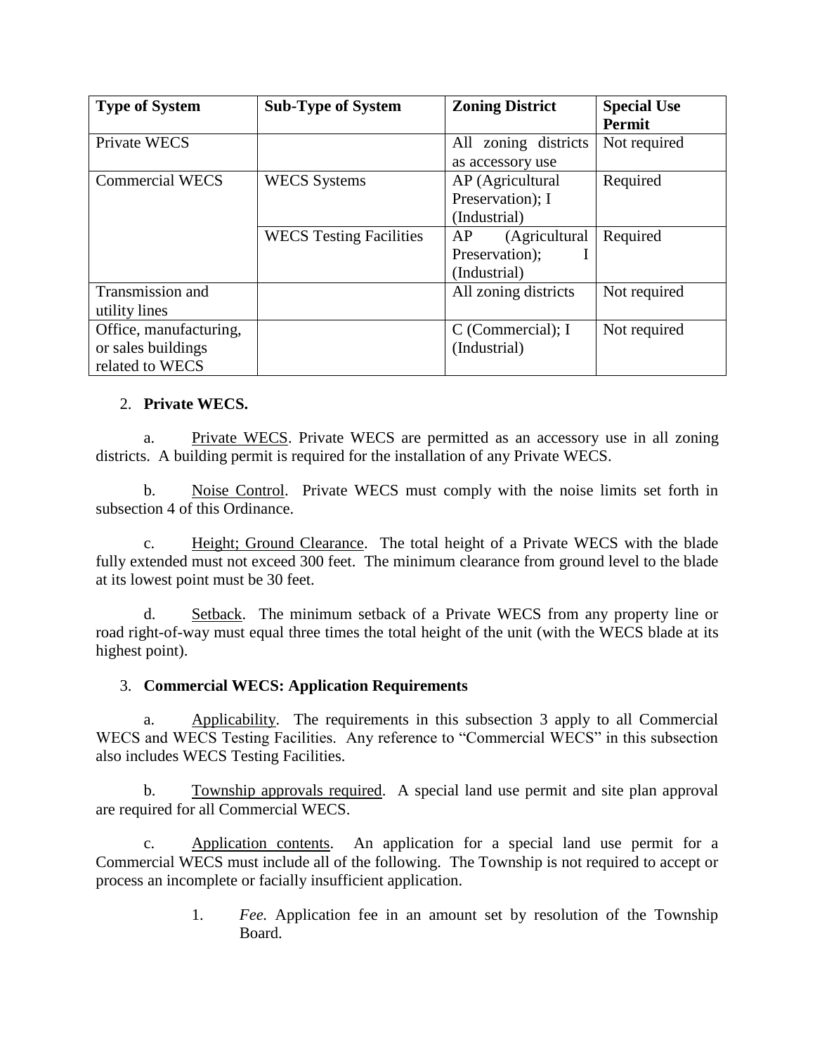| Type of System | Sub-Type of System | Zoning District | Special Use Permit |
|---|---|---|---|
| Private WECS | | All zoning districts as accessory use | Not required |
| Commercial WECS | WECS Systems | AP (Agricultural Preservation); I (Industrial) | Required |
| | WECS Testing Facilities | AP (Agricultural Preservation); I (Industrial) | Required |
| Transmission and utility lines | | All zoning districts | Not required |
| Office, manufacturing, or sales buildings related to WECS | | C (Commercial); I (Industrial) | Not required |

2. **Private WECS.**

a. Private WECS. Private WECS are permitted as an accessory use in all zoning districts. A building permit is required for the installation of any Private WECS.

b. Noise Control. Private WECS must comply with the noise limits set forth in subsection 4 of this Ordinance.

c. Height; Ground Clearance. The total height of a Private WECS with the blade fully extended must not exceed 300 feet. The minimum clearance from ground level to the blade at its lowest point must be 30 feet.

d. Setback. The minimum setback of a Private WECS from any property line or road right-of-way must equal three times the total height of the unit (with the WECS blade at its highest point).

3. **Commercial WECS: Application Requirements**

a. Applicability. The requirements in this subsection 3 apply to all Commercial WECS and WECS Testing Facilities. Any reference to "Commercial WECS" in this subsection also includes WECS Testing Facilities.

b. Township approvals required. A special land use permit and site plan approval are required for all Commercial WECS.

c. Application contents. An application for a special land use permit for a Commercial WECS must include all of the following. The Township is not required to accept or process an incomplete or facially insufficient application.

1. *Fee.* Application fee in an amount set by resolution of the Township Board.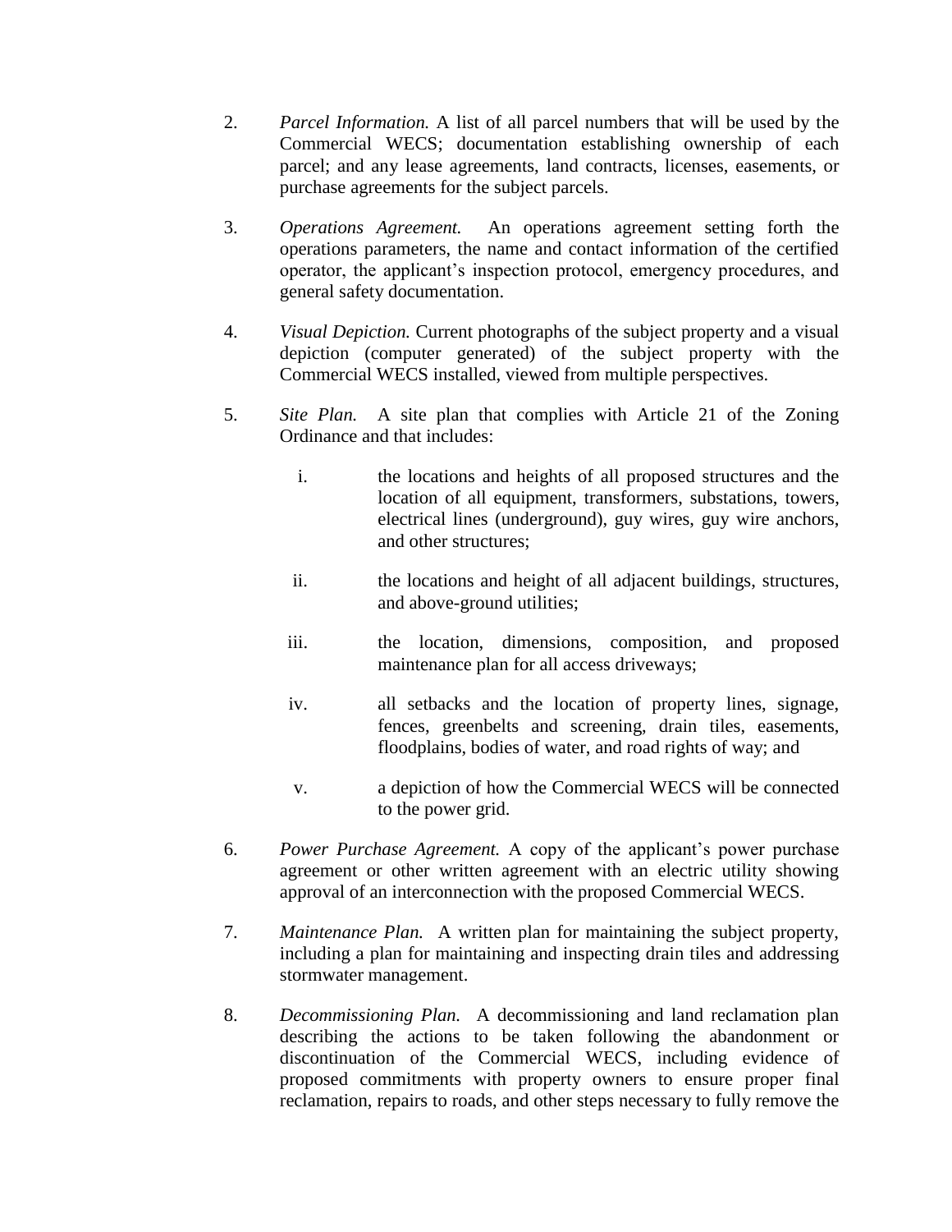2. *Parcel Information.* A list of all parcel numbers that will be used by the Commercial WECS; documentation establishing ownership of each parcel; and any lease agreements, land contracts, licenses, easements, or purchase agreements for the subject parcels.

3. *Operations Agreement.* An operations agreement setting forth the operations parameters, the name and contact information of the certified operator, the applicant's inspection protocol, emergency procedures, and general safety documentation.

4. *Visual Depiction.* Current photographs of the subject property and a visual depiction (computer generated) of the subject property with the Commercial WECS installed, viewed from multiple perspectives.

5. *Site Plan.* A site plan that complies with Article 21 of the Zoning Ordinance and that includes:

   i. the locations and heights of all proposed structures and the location of all equipment, transformers, substations, towers, electrical lines (underground), guy wires, guy wire anchors, and other structures;

   ii. the locations and height of all adjacent buildings, structures, and above-ground utilities;

   iii. the location, dimensions, composition, and proposed maintenance plan for all access driveways;

   iv. all setbacks and the location of property lines, signage, fences, greenbelts and screening, drain tiles, easements, floodplains, bodies of water, and road rights of way; and

   v. a depiction of how the Commercial WECS will be connected to the power grid.

6. *Power Purchase Agreement.* A copy of the applicant's power purchase agreement or other written agreement with an electric utility showing approval of an interconnection with the proposed Commercial WECS.

7. *Maintenance Plan.* A written plan for maintaining the subject property, including a plan for maintaining and inspecting drain tiles and addressing stormwater management.

8. *Decommissioning Plan.* A decommissioning and land reclamation plan describing the actions to be taken following the abandonment or discontinuation of the Commercial WECS, including evidence of proposed commitments with property owners to ensure proper final reclamation, repairs to roads, and other steps necessary to fully remove the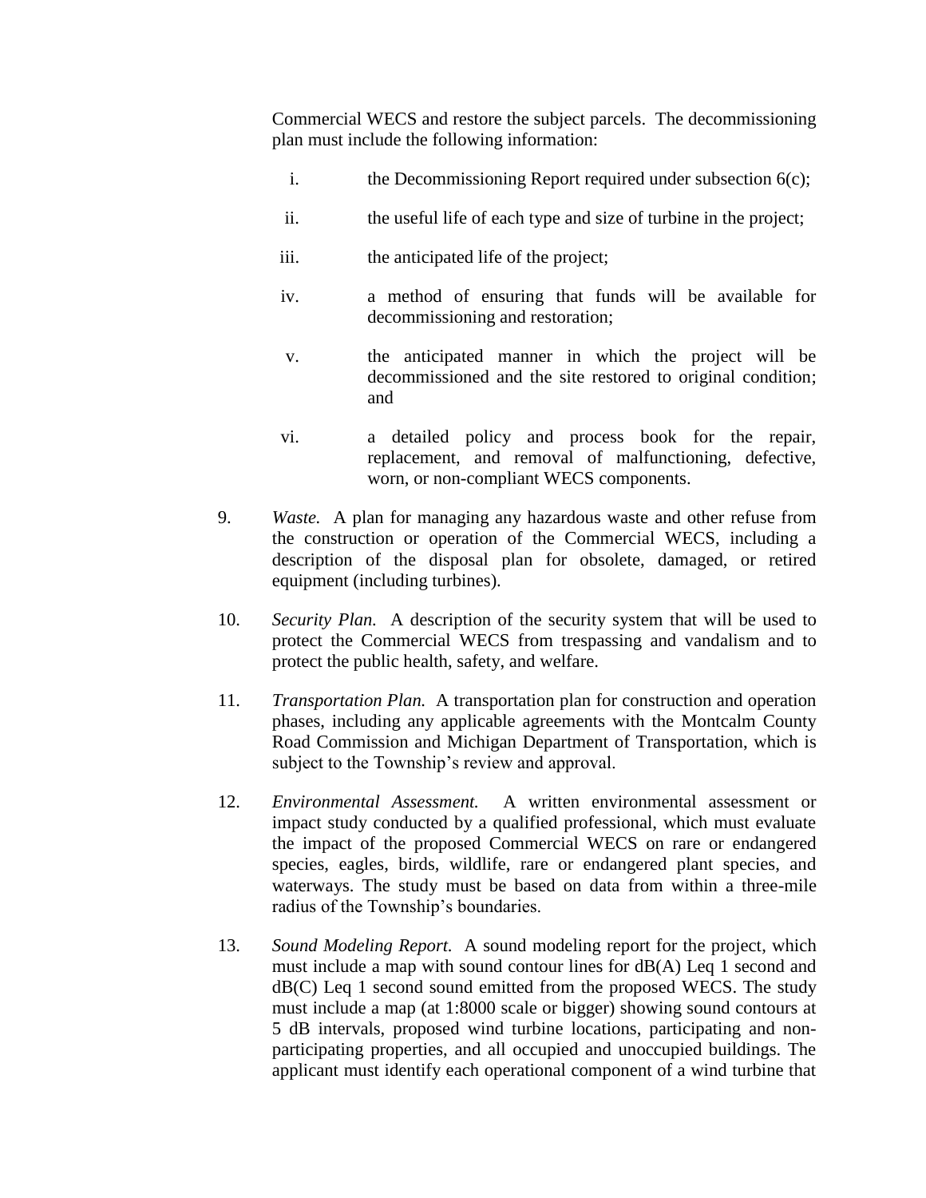Commercial WECS and restore the subject parcels. The decommissioning plan must include the following information:

i. the Decommissioning Report required under subsection 6(c);

ii. the useful life of each type and size of turbine in the project;

iii. the anticipated life of the project;

iv. a method of ensuring that funds will be available for decommissioning and restoration;

v. the anticipated manner in which the project will be decommissioned and the site restored to original condition; and

vi. a detailed policy and process book for the repair, replacement, and removal of malfunctioning, defective, worn, or non-compliant WECS components.

9. *Waste.* A plan for managing any hazardous waste and other refuse from the construction or operation of the Commercial WECS, including a description of the disposal plan for obsolete, damaged, or retired equipment (including turbines).

10. *Security Plan.* A description of the security system that will be used to protect the Commercial WECS from trespassing and vandalism and to protect the public health, safety, and welfare.

11. *Transportation Plan.* A transportation plan for construction and operation phases, including any applicable agreements with the Montcalm County Road Commission and Michigan Department of Transportation, which is subject to the Township's review and approval.

12. *Environmental Assessment.* A written environmental assessment or impact study conducted by a qualified professional, which must evaluate the impact of the proposed Commercial WECS on rare or endangered species, eagles, birds, wildlife, rare or endangered plant species, and waterways. The study must be based on data from within a three-mile radius of the Township's boundaries.

13. *Sound Modeling Report.* A sound modeling report for the project, which must include a map with sound contour lines for dB(A) Leq 1 second and dB(C) Leq 1 second sound emitted from the proposed WECS. The study must include a map (at 1:8000 scale or bigger) showing sound contours at 5 dB intervals, proposed wind turbine locations, participating and non-participating properties, and all occupied and unoccupied buildings. The applicant must identify each operational component of a wind turbine that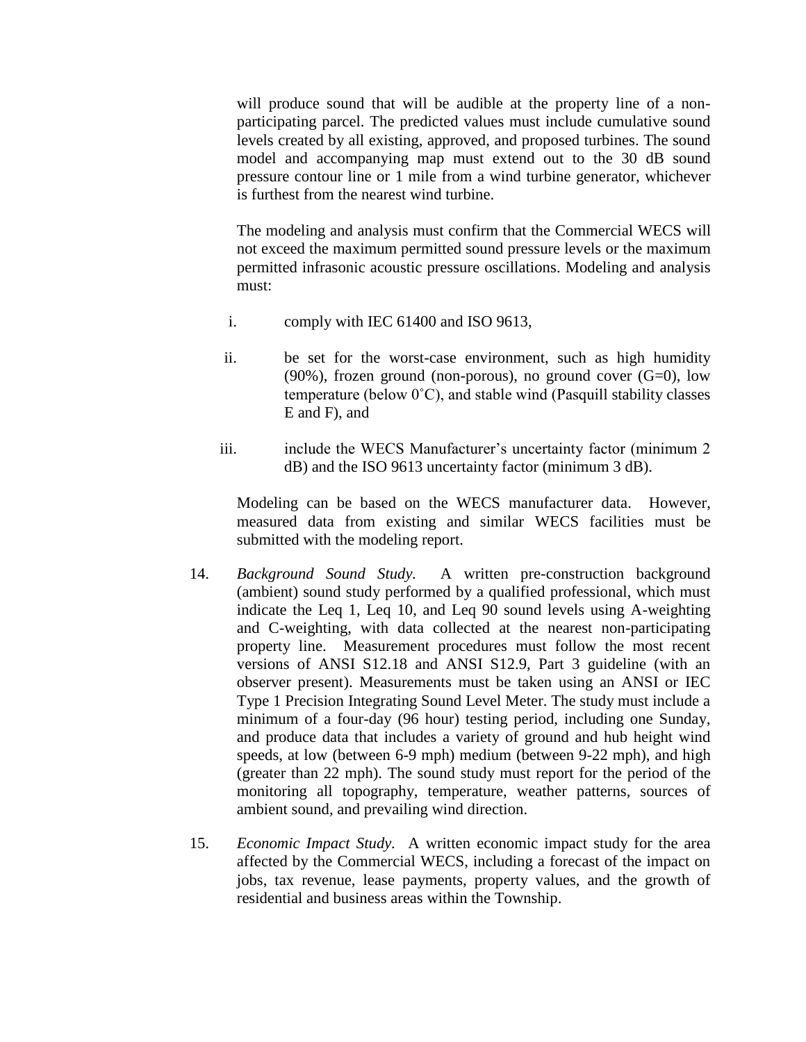will produce sound that will be audible at the property line of a non-participating parcel. The predicted values must include cumulative sound levels created by all existing, approved, and proposed turbines. The sound model and accompanying map must extend out to the 30 dB sound pressure contour line or 1 mile from a wind turbine generator, whichever is furthest from the nearest wind turbine.

The modeling and analysis must confirm that the Commercial WECS will not exceed the maximum permitted sound pressure levels or the maximum permitted infrasonic acoustic pressure oscillations. Modeling and analysis must:

i. comply with IEC 61400 and ISO 9613,

ii. be set for the worst-case environment, such as high humidity (90%), frozen ground (non-porous), no ground cover (G=0), low temperature (below 0˚C), and stable wind (Pasquill stability classes E and F), and

iii. include the WECS Manufacturer's uncertainty factor (minimum 2 dB) and the ISO 9613 uncertainty factor (minimum 3 dB).

Modeling can be based on the WECS manufacturer data. However, measured data from existing and similar WECS facilities must be submitted with the modeling report.

14. *Background Sound Study.* A written pre-construction background (ambient) sound study performed by a qualified professional, which must indicate the Leq 1, Leq 10, and Leq 90 sound levels using A-weighting and C-weighting, with data collected at the nearest non-participating property line. Measurement procedures must follow the most recent versions of ANSI S12.18 and ANSI S12.9, Part 3 guideline (with an observer present). Measurements must be taken using an ANSI or IEC Type 1 Precision Integrating Sound Level Meter. The study must include a minimum of a four-day (96 hour) testing period, including one Sunday, and produce data that includes a variety of ground and hub height wind speeds, at low (between 6-9 mph) medium (between 9-22 mph), and high (greater than 22 mph). The sound study must report for the period of the monitoring all topography, temperature, weather patterns, sources of ambient sound, and prevailing wind direction.

15. *Economic Impact Study.* A written economic impact study for the area affected by the Commercial WECS, including a forecast of the impact on jobs, tax revenue, lease payments, property values, and the growth of residential and business areas within the Township.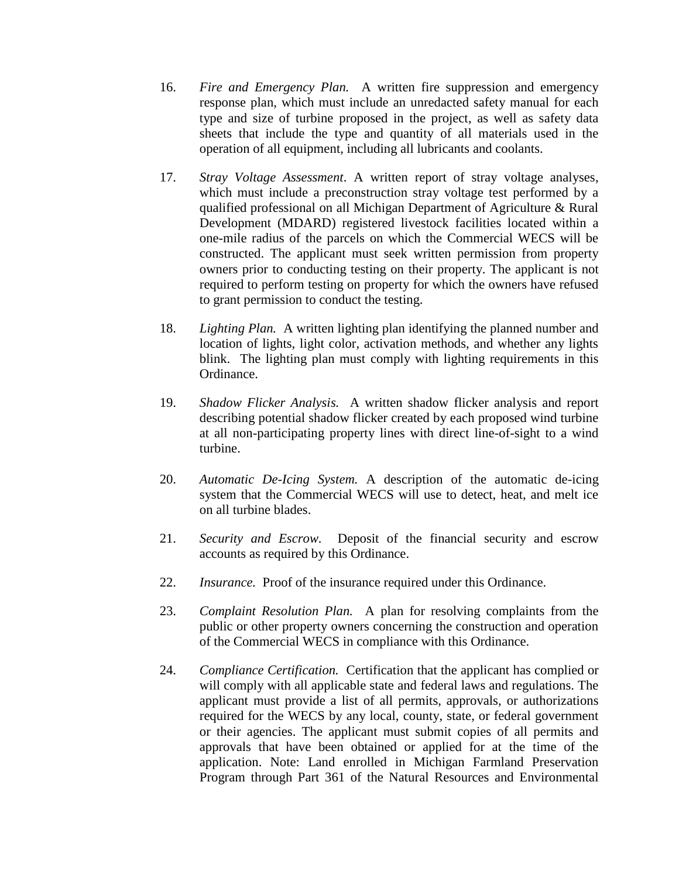16. *Fire and Emergency Plan.* A written fire suppression and emergency response plan, which must include an unredacted safety manual for each type and size of turbine proposed in the project, as well as safety data sheets that include the type and quantity of all materials used in the operation of all equipment, including all lubricants and coolants.

17. *Stray Voltage Assessment*. A written report of stray voltage analyses, which must include a preconstruction stray voltage test performed by a qualified professional on all Michigan Department of Agriculture & Rural Development (MDARD) registered livestock facilities located within a one-mile radius of the parcels on which the Commercial WECS will be constructed. The applicant must seek written permission from property owners prior to conducting testing on their property. The applicant is not required to perform testing on property for which the owners have refused to grant permission to conduct the testing.

18. *Lighting Plan.* A written lighting plan identifying the planned number and location of lights, light color, activation methods, and whether any lights blink. The lighting plan must comply with lighting requirements in this Ordinance.

19. *Shadow Flicker Analysis.* A written shadow flicker analysis and report describing potential shadow flicker created by each proposed wind turbine at all non-participating property lines with direct line-of-sight to a wind turbine.

20. *Automatic De-Icing System.* A description of the automatic de-icing system that the Commercial WECS will use to detect, heat, and melt ice on all turbine blades.

21. *Security and Escrow.* Deposit of the financial security and escrow accounts as required by this Ordinance.

22. *Insurance.* Proof of the insurance required under this Ordinance.

23. *Complaint Resolution Plan.* A plan for resolving complaints from the public or other property owners concerning the construction and operation of the Commercial WECS in compliance with this Ordinance.

24. *Compliance Certification.* Certification that the applicant has complied or will comply with all applicable state and federal laws and regulations. The applicant must provide a list of all permits, approvals, or authorizations required for the WECS by any local, county, state, or federal government or their agencies. The applicant must submit copies of all permits and approvals that have been obtained or applied for at the time of the application. Note: Land enrolled in Michigan Farmland Preservation Program through Part 361 of the Natural Resources and Environmental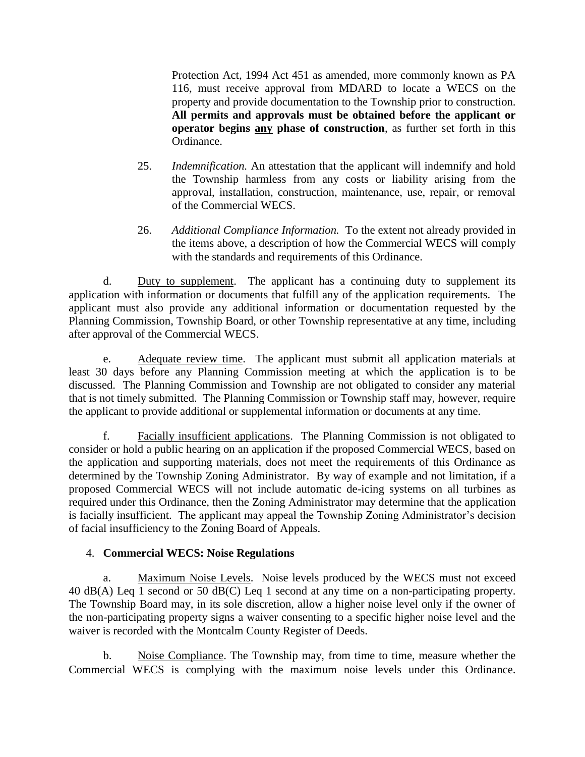Protection Act, 1994 Act 451 as amended, more commonly known as PA 116, must receive approval from MDARD to locate a WECS on the property and provide documentation to the Township prior to construction. **All permits and approvals must be obtained before the applicant or operator begins <u>any</u> phase of construction**, as further set forth in this Ordinance.

25. *Indemnification.* An attestation that the applicant will indemnify and hold the Township harmless from any costs or liability arising from the approval, installation, construction, maintenance, use, repair, or removal of the Commercial WECS.

26. *Additional Compliance Information.* To the extent not already provided in the items above, a description of how the Commercial WECS will comply with the standards and requirements of this Ordinance.

d. <u>Duty to supplement</u>. The applicant has a continuing duty to supplement its application with information or documents that fulfill any of the application requirements. The applicant must also provide any additional information or documentation requested by the Planning Commission, Township Board, or other Township representative at any time, including after approval of the Commercial WECS.

e. <u>Adequate review time</u>. The applicant must submit all application materials at least 30 days before any Planning Commission meeting at which the application is to be discussed. The Planning Commission and Township are not obligated to consider any material that is not timely submitted. The Planning Commission or Township staff may, however, require the applicant to provide additional or supplemental information or documents at any time.

f. <u>Facially insufficient applications</u>. The Planning Commission is not obligated to consider or hold a public hearing on an application if the proposed Commercial WECS, based on the application and supporting materials, does not meet the requirements of this Ordinance as determined by the Township Zoning Administrator. By way of example and not limitation, if a proposed Commercial WECS will not include automatic de-icing systems on all turbines as required under this Ordinance, then the Zoning Administrator may determine that the application is facially insufficient. The applicant may appeal the Township Zoning Administrator's decision of facial insufficiency to the Zoning Board of Appeals.

4. **Commercial WECS: Noise Regulations**

a. <u>Maximum Noise Levels</u>. Noise levels produced by the WECS must not exceed 40 dB(A) Leq 1 second or 50 dB(C) Leq 1 second at any time on a non-participating property. The Township Board may, in its sole discretion, allow a higher noise level only if the owner of the non-participating property signs a waiver consenting to a specific higher noise level and the waiver is recorded with the Montcalm County Register of Deeds.

b. <u>Noise Compliance</u>. The Township may, from time to time, measure whether the Commercial WECS is complying with the maximum noise levels under this Ordinance.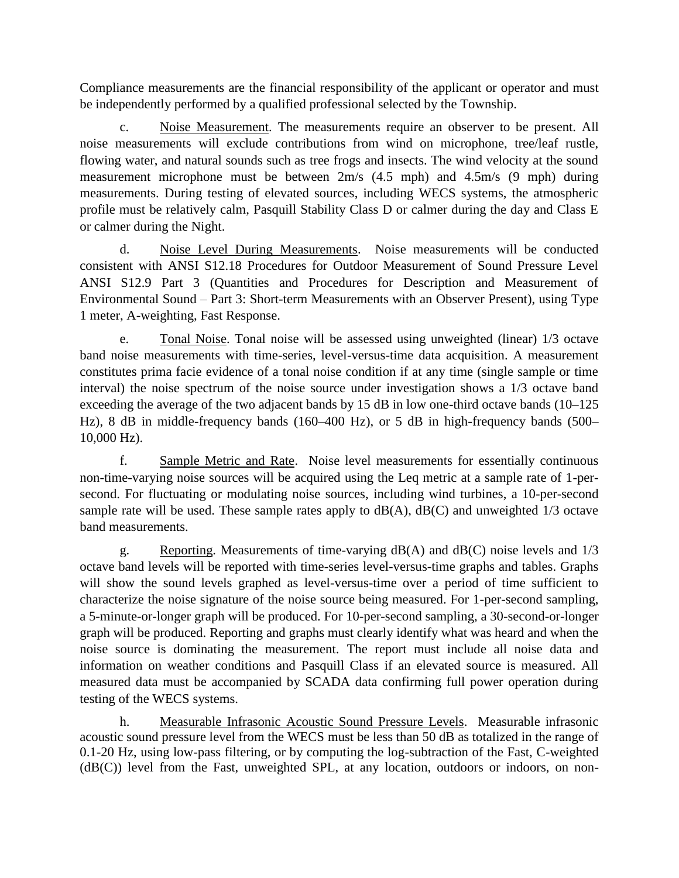Compliance measurements are the financial responsibility of the applicant or operator and must be independently performed by a qualified professional selected by the Township.

c. Noise Measurement. The measurements require an observer to be present. All noise measurements will exclude contributions from wind on microphone, tree/leaf rustle, flowing water, and natural sounds such as tree frogs and insects. The wind velocity at the sound measurement microphone must be between 2m/s (4.5 mph) and 4.5m/s (9 mph) during measurements. During testing of elevated sources, including WECS systems, the atmospheric profile must be relatively calm, Pasquill Stability Class D or calmer during the day and Class E or calmer during the Night.

d. Noise Level During Measurements. Noise measurements will be conducted consistent with ANSI S12.18 Procedures for Outdoor Measurement of Sound Pressure Level ANSI S12.9 Part 3 (Quantities and Procedures for Description and Measurement of Environmental Sound – Part 3: Short-term Measurements with an Observer Present), using Type 1 meter, A-weighting, Fast Response.

e. Tonal Noise. Tonal noise will be assessed using unweighted (linear) 1/3 octave band noise measurements with time-series, level-versus-time data acquisition. A measurement constitutes prima facie evidence of a tonal noise condition if at any time (single sample or time interval) the noise spectrum of the noise source under investigation shows a 1/3 octave band exceeding the average of the two adjacent bands by 15 dB in low one-third octave bands (10–125 Hz), 8 dB in middle-frequency bands (160–400 Hz), or 5 dB in high-frequency bands (500–10,000 Hz).

f. Sample Metric and Rate. Noise level measurements for essentially continuous non-time-varying noise sources will be acquired using the Leq metric at a sample rate of 1-per-second. For fluctuating or modulating noise sources, including wind turbines, a 10-per-second sample rate will be used. These sample rates apply to dB(A), dB(C) and unweighted 1/3 octave band measurements.

g. Reporting. Measurements of time-varying dB(A) and dB(C) noise levels and 1/3 octave band levels will be reported with time-series level-versus-time graphs and tables. Graphs will show the sound levels graphed as level-versus-time over a period of time sufficient to characterize the noise signature of the noise source being measured. For 1-per-second sampling, a 5-minute-or-longer graph will be produced. For 10-per-second sampling, a 30-second-or-longer graph will be produced. Reporting and graphs must clearly identify what was heard and when the noise source is dominating the measurement. The report must include all noise data and information on weather conditions and Pasquill Class if an elevated source is measured. All measured data must be accompanied by SCADA data confirming full power operation during testing of the WECS systems.

h. Measurable Infrasonic Acoustic Sound Pressure Levels. Measurable infrasonic acoustic sound pressure level from the WECS must be less than 50 dB as totalized in the range of 0.1-20 Hz, using low-pass filtering, or by computing the log-subtraction of the Fast, C-weighted (dB(C)) level from the Fast, unweighted SPL, at any location, outdoors or indoors, on non-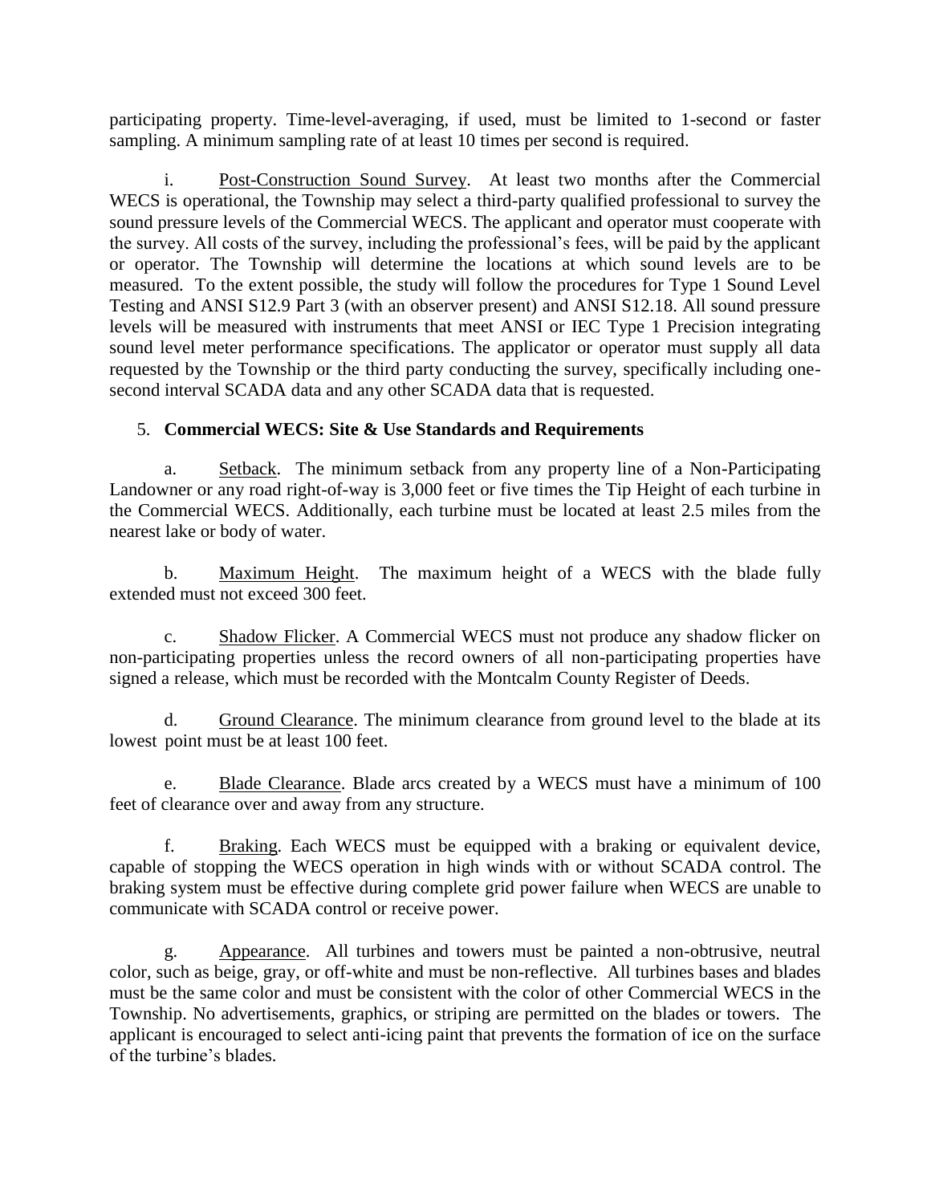participating property. Time-level-averaging, if used, must be limited to 1-second or faster sampling. A minimum sampling rate of at least 10 times per second is required.

i. Post-Construction Sound Survey. At least two months after the Commercial WECS is operational, the Township may select a third-party qualified professional to survey the sound pressure levels of the Commercial WECS. The applicant and operator must cooperate with the survey. All costs of the survey, including the professional's fees, will be paid by the applicant or operator. The Township will determine the locations at which sound levels are to be measured. To the extent possible, the study will follow the procedures for Type 1 Sound Level Testing and ANSI S12.9 Part 3 (with an observer present) and ANSI S12.18. All sound pressure levels will be measured with instruments that meet ANSI or IEC Type 1 Precision integrating sound level meter performance specifications. The applicator or operator must supply all data requested by the Township or the third party conducting the survey, specifically including one-second interval SCADA data and any other SCADA data that is requested.

5. **Commercial WECS: Site & Use Standards and Requirements**

a. Setback. The minimum setback from any property line of a Non-Participating Landowner or any road right-of-way is 3,000 feet or five times the Tip Height of each turbine in the Commercial WECS. Additionally, each turbine must be located at least 2.5 miles from the nearest lake or body of water.

b. Maximum Height. The maximum height of a WECS with the blade fully extended must not exceed 300 feet.

c. Shadow Flicker. A Commercial WECS must not produce any shadow flicker on non-participating properties unless the record owners of all non-participating properties have signed a release, which must be recorded with the Montcalm County Register of Deeds.

d. Ground Clearance. The minimum clearance from ground level to the blade at its lowest point must be at least 100 feet.

e. Blade Clearance. Blade arcs created by a WECS must have a minimum of 100 feet of clearance over and away from any structure.

f. Braking. Each WECS must be equipped with a braking or equivalent device, capable of stopping the WECS operation in high winds with or without SCADA control. The braking system must be effective during complete grid power failure when WECS are unable to communicate with SCADA control or receive power.

g. Appearance. All turbines and towers must be painted a non-obtrusive, neutral color, such as beige, gray, or off-white and must be non-reflective. All turbines bases and blades must be the same color and must be consistent with the color of other Commercial WECS in the Township. No advertisements, graphics, or striping are permitted on the blades or towers. The applicant is encouraged to select anti-icing paint that prevents the formation of ice on the surface of the turbine's blades.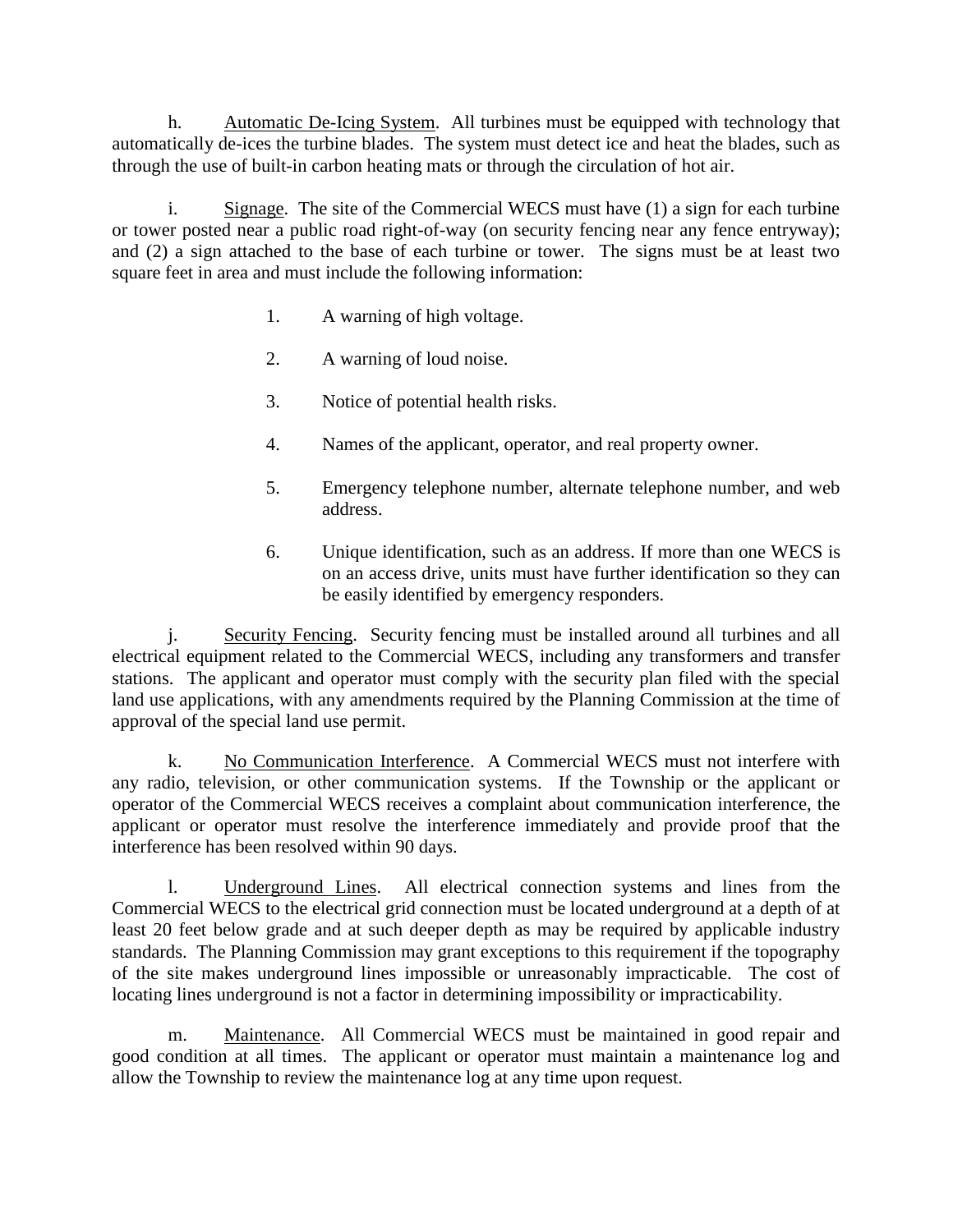h. <u>Automatic De-Icing System</u>. All turbines must be equipped with technology that automatically de-ices the turbine blades. The system must detect ice and heat the blades, such as through the use of built-in carbon heating mats or through the circulation of hot air.

i. <u>Signage</u>. The site of the Commercial WECS must have (1) a sign for each turbine or tower posted near a public road right-of-way (on security fencing near any fence entryway); and (2) a sign attached to the base of each turbine or tower. The signs must be at least two square feet in area and must include the following information:

1. A warning of high voltage.

2. A warning of loud noise.

3. Notice of potential health risks.

4. Names of the applicant, operator, and real property owner.

5. Emergency telephone number, alternate telephone number, and web address.

6. Unique identification, such as an address. If more than one WECS is on an access drive, units must have further identification so they can be easily identified by emergency responders.

j. <u>Security Fencing</u>. Security fencing must be installed around all turbines and all electrical equipment related to the Commercial WECS, including any transformers and transfer stations. The applicant and operator must comply with the security plan filed with the special land use applications, with any amendments required by the Planning Commission at the time of approval of the special land use permit.

k. <u>No Communication Interference</u>. A Commercial WECS must not interfere with any radio, television, or other communication systems. If the Township or the applicant or operator of the Commercial WECS receives a complaint about communication interference, the applicant or operator must resolve the interference immediately and provide proof that the interference has been resolved within 90 days.

l. <u>Underground Lines</u>. All electrical connection systems and lines from the Commercial WECS to the electrical grid connection must be located underground at a depth of at least 20 feet below grade and at such deeper depth as may be required by applicable industry standards. The Planning Commission may grant exceptions to this requirement if the topography of the site makes underground lines impossible or unreasonably impracticable. The cost of locating lines underground is not a factor in determining impossibility or impracticability.

m. <u>Maintenance</u>. All Commercial WECS must be maintained in good repair and good condition at all times. The applicant or operator must maintain a maintenance log and allow the Township to review the maintenance log at any time upon request.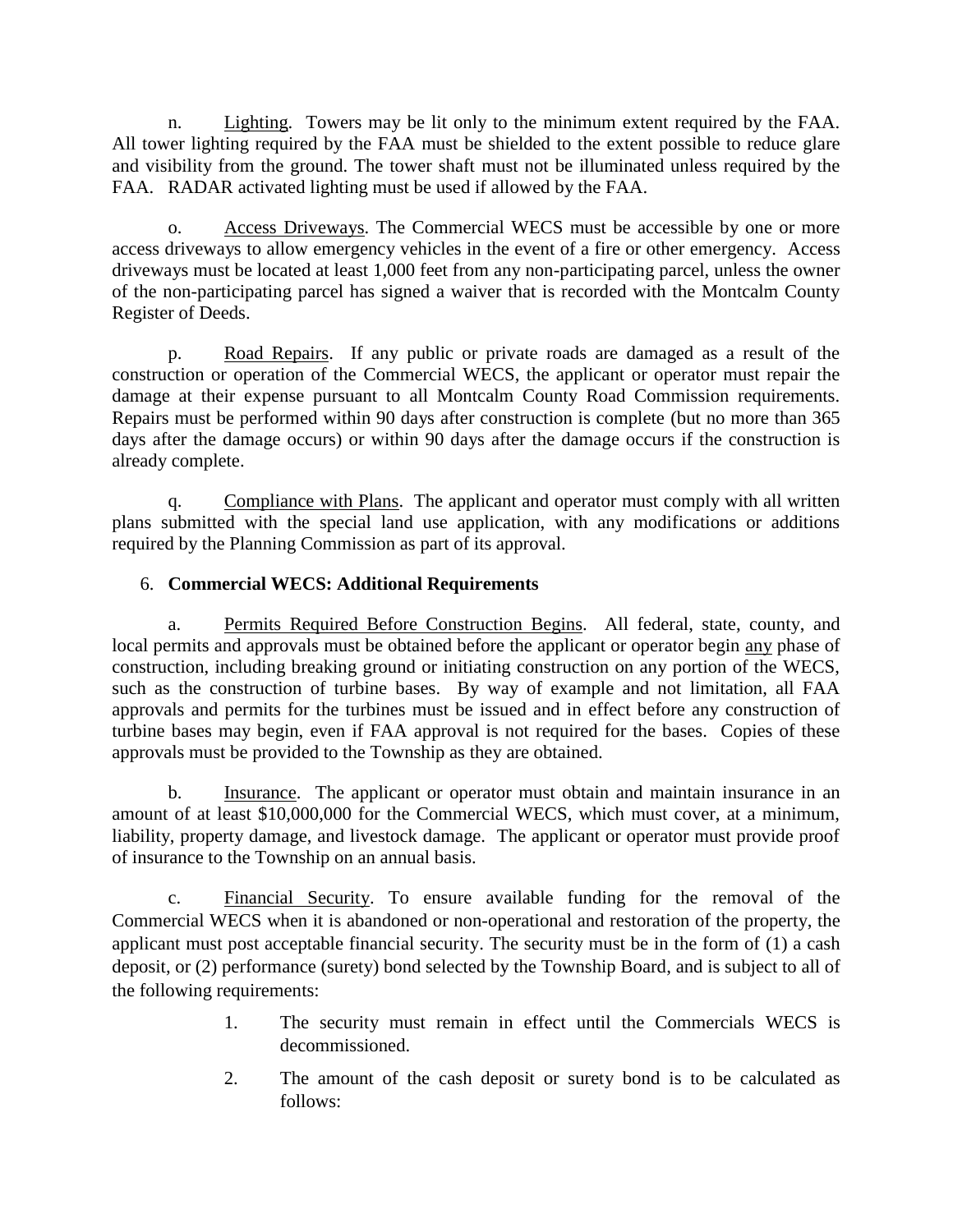n. Lighting. Towers may be lit only to the minimum extent required by the FAA. All tower lighting required by the FAA must be shielded to the extent possible to reduce glare and visibility from the ground. The tower shaft must not be illuminated unless required by the FAA. RADAR activated lighting must be used if allowed by the FAA.

o. Access Driveways. The Commercial WECS must be accessible by one or more access driveways to allow emergency vehicles in the event of a fire or other emergency. Access driveways must be located at least 1,000 feet from any non-participating parcel, unless the owner of the non-participating parcel has signed a waiver that is recorded with the Montcalm County Register of Deeds.

p. Road Repairs. If any public or private roads are damaged as a result of the construction or operation of the Commercial WECS, the applicant or operator must repair the damage at their expense pursuant to all Montcalm County Road Commission requirements. Repairs must be performed within 90 days after construction is complete (but no more than 365 days after the damage occurs) or within 90 days after the damage occurs if the construction is already complete.

q. Compliance with Plans. The applicant and operator must comply with all written plans submitted with the special land use application, with any modifications or additions required by the Planning Commission as part of its approval.

6. **Commercial WECS: Additional Requirements**

a. Permits Required Before Construction Begins. All federal, state, county, and local permits and approvals must be obtained before the applicant or operator begin any phase of construction, including breaking ground or initiating construction on any portion of the WECS, such as the construction of turbine bases. By way of example and not limitation, all FAA approvals and permits for the turbines must be issued and in effect before any construction of turbine bases may begin, even if FAA approval is not required for the bases. Copies of these approvals must be provided to the Township as they are obtained.

b. Insurance. The applicant or operator must obtain and maintain insurance in an amount of at least $10,000,000 for the Commercial WECS, which must cover, at a minimum, liability, property damage, and livestock damage. The applicant or operator must provide proof of insurance to the Township on an annual basis.

c. Financial Security. To ensure available funding for the removal of the Commercial WECS when it is abandoned or non-operational and restoration of the property, the applicant must post acceptable financial security. The security must be in the form of (1) a cash deposit, or (2) performance (surety) bond selected by the Township Board, and is subject to all of the following requirements:

1. The security must remain in effect until the Commercials WECS is decommissioned.
2. The amount of the cash deposit or surety bond is to be calculated as follows: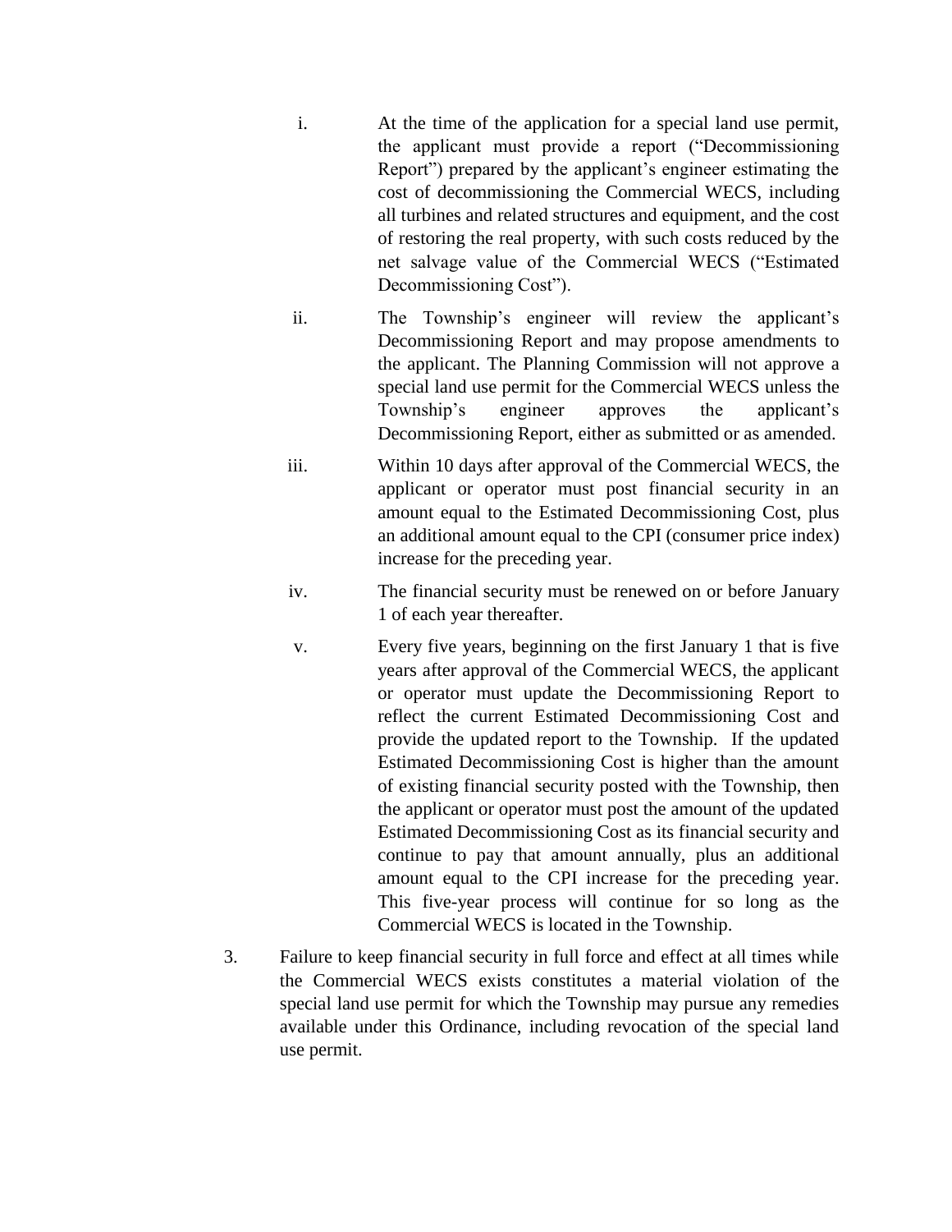i. At the time of the application for a special land use permit, the applicant must provide a report ("Decommissioning Report") prepared by the applicant's engineer estimating the cost of decommissioning the Commercial WECS, including all turbines and related structures and equipment, and the cost of restoring the real property, with such costs reduced by the net salvage value of the Commercial WECS ("Estimated Decommissioning Cost").

ii. The Township's engineer will review the applicant's Decommissioning Report and may propose amendments to the applicant. The Planning Commission will not approve a special land use permit for the Commercial WECS unless the Township's engineer approves the applicant's Decommissioning Report, either as submitted or as amended.

iii. Within 10 days after approval of the Commercial WECS, the applicant or operator must post financial security in an amount equal to the Estimated Decommissioning Cost, plus an additional amount equal to the CPI (consumer price index) increase for the preceding year.

iv. The financial security must be renewed on or before January 1 of each year thereafter.

v. Every five years, beginning on the first January 1 that is five years after approval of the Commercial WECS, the applicant or operator must update the Decommissioning Report to reflect the current Estimated Decommissioning Cost and provide the updated report to the Township. If the updated Estimated Decommissioning Cost is higher than the amount of existing financial security posted with the Township, then the applicant or operator must post the amount of the updated Estimated Decommissioning Cost as its financial security and continue to pay that amount annually, plus an additional amount equal to the CPI increase for the preceding year. This five-year process will continue for so long as the Commercial WECS is located in the Township.

3. Failure to keep financial security in full force and effect at all times while the Commercial WECS exists constitutes a material violation of the special land use permit for which the Township may pursue any remedies available under this Ordinance, including revocation of the special land use permit.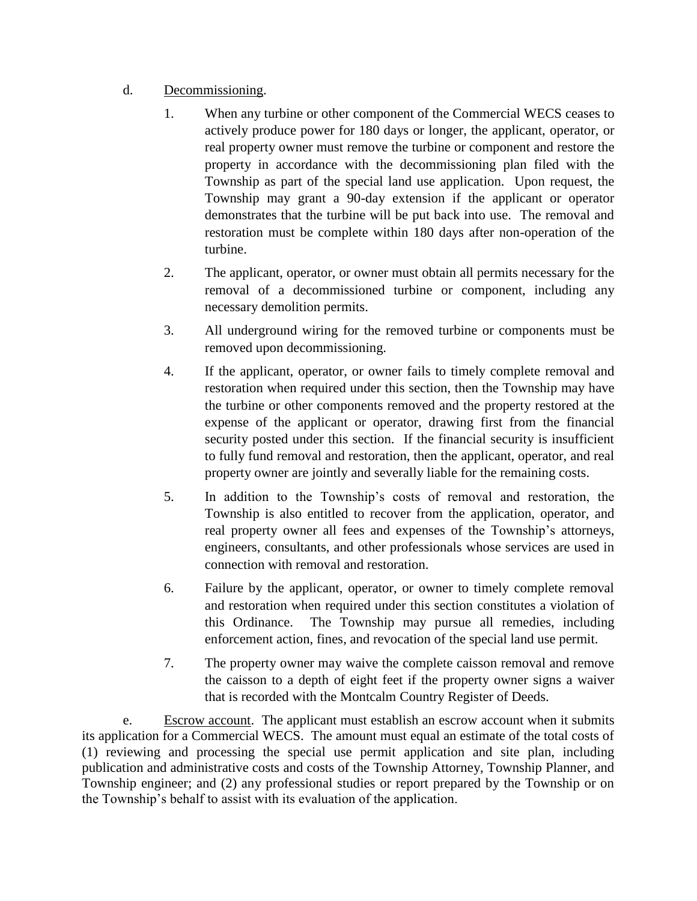d. <u>Decommissioning</u>.

1. When any turbine or other component of the Commercial WECS ceases to actively produce power for 180 days or longer, the applicant, operator, or real property owner must remove the turbine or component and restore the property in accordance with the decommissioning plan filed with the Township as part of the special land use application. Upon request, the Township may grant a 90-day extension if the applicant or operator demonstrates that the turbine will be put back into use. The removal and restoration must be complete within 180 days after non-operation of the turbine.

2. The applicant, operator, or owner must obtain all permits necessary for the removal of a decommissioned turbine or component, including any necessary demolition permits.

3. All underground wiring for the removed turbine or components must be removed upon decommissioning.

4. If the applicant, operator, or owner fails to timely complete removal and restoration when required under this section, then the Township may have the turbine or other components removed and the property restored at the expense of the applicant or operator, drawing first from the financial security posted under this section. If the financial security is insufficient to fully fund removal and restoration, then the applicant, operator, and real property owner are jointly and severally liable for the remaining costs.

5. In addition to the Township's costs of removal and restoration, the Township is also entitled to recover from the application, operator, and real property owner all fees and expenses of the Township's attorneys, engineers, consultants, and other professionals whose services are used in connection with removal and restoration.

6. Failure by the applicant, operator, or owner to timely complete removal and restoration when required under this section constitutes a violation of this Ordinance. The Township may pursue all remedies, including enforcement action, fines, and revocation of the special land use permit.

7. The property owner may waive the complete caisson removal and remove the caisson to a depth of eight feet if the property owner signs a waiver that is recorded with the Montcalm Country Register of Deeds.

e. <u>Escrow account</u>. The applicant must establish an escrow account when it submits its application for a Commercial WECS. The amount must equal an estimate of the total costs of (1) reviewing and processing the special use permit application and site plan, including publication and administrative costs and costs of the Township Attorney, Township Planner, and Township engineer; and (2) any professional studies or report prepared by the Township or on the Township's behalf to assist with its evaluation of the application.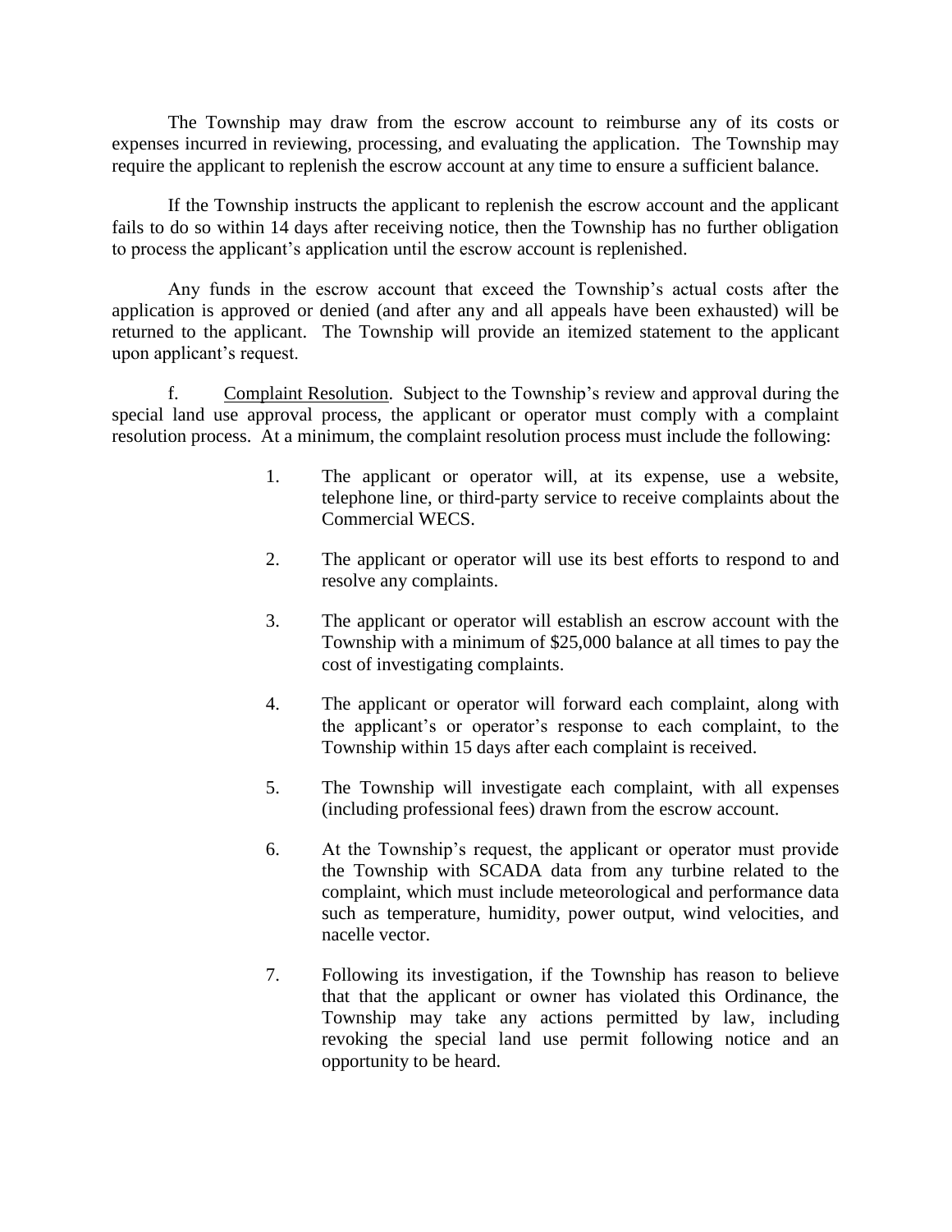The Township may draw from the escrow account to reimburse any of its costs or expenses incurred in reviewing, processing, and evaluating the application. The Township may require the applicant to replenish the escrow account at any time to ensure a sufficient balance.

If the Township instructs the applicant to replenish the escrow account and the applicant fails to do so within 14 days after receiving notice, then the Township has no further obligation to process the applicant's application until the escrow account is replenished.

Any funds in the escrow account that exceed the Township's actual costs after the application is approved or denied (and after any and all appeals have been exhausted) will be returned to the applicant. The Township will provide an itemized statement to the applicant upon applicant's request.

f. <u>Complaint Resolution</u>. Subject to the Township's review and approval during the special land use approval process, the applicant or operator must comply with a complaint resolution process. At a minimum, the complaint resolution process must include the following:

1. The applicant or operator will, at its expense, use a website, telephone line, or third-party service to receive complaints about the Commercial WECS.

2. The applicant or operator will use its best efforts to respond to and resolve any complaints.

3. The applicant or operator will establish an escrow account with the Township with a minimum of $25,000 balance at all times to pay the cost of investigating complaints.

4. The applicant or operator will forward each complaint, along with the applicant's or operator's response to each complaint, to the Township within 15 days after each complaint is received.

5. The Township will investigate each complaint, with all expenses (including professional fees) drawn from the escrow account.

6. At the Township's request, the applicant or operator must provide the Township with SCADA data from any turbine related to the complaint, which must include meteorological and performance data such as temperature, humidity, power output, wind velocities, and nacelle vector.

7. Following its investigation, if the Township has reason to believe that that the applicant or owner has violated this Ordinance, the Township may take any actions permitted by law, including revoking the special land use permit following notice and an opportunity to be heard.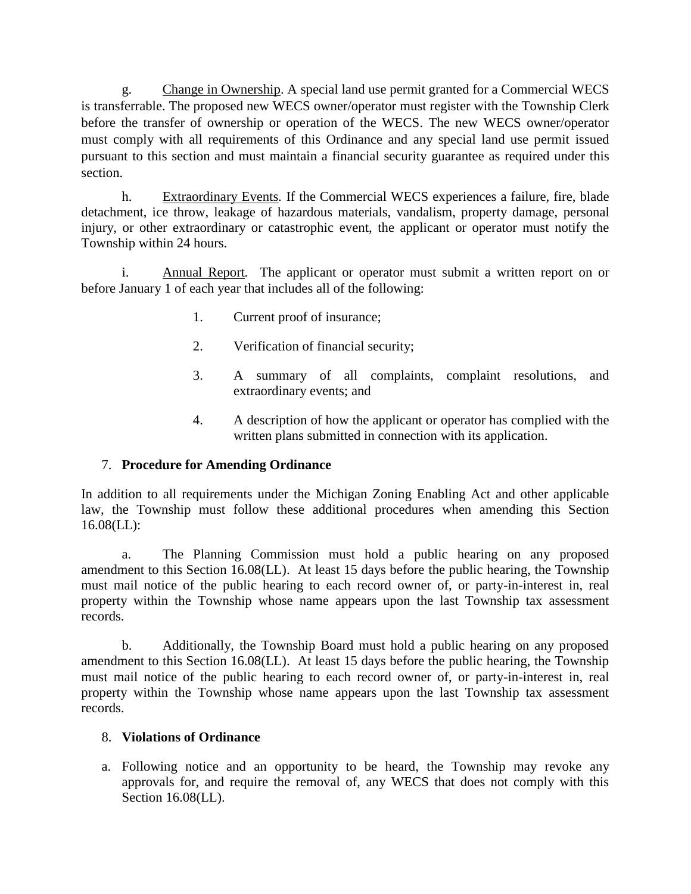g. Change in Ownership. A special land use permit granted for a Commercial WECS is transferrable. The proposed new WECS owner/operator must register with the Township Clerk before the transfer of ownership or operation of the WECS. The new WECS owner/operator must comply with all requirements of this Ordinance and any special land use permit issued pursuant to this section and must maintain a financial security guarantee as required under this section.

h. Extraordinary Events. If the Commercial WECS experiences a failure, fire, blade detachment, ice throw, leakage of hazardous materials, vandalism, property damage, personal injury, or other extraordinary or catastrophic event, the applicant or operator must notify the Township within 24 hours.

i. Annual Report. The applicant or operator must submit a written report on or before January 1 of each year that includes all of the following:

1. Current proof of insurance;
2. Verification of financial security;
3. A summary of all complaints, complaint resolutions, and extraordinary events; and
4. A description of how the applicant or operator has complied with the written plans submitted in connection with its application.

7. **Procedure for Amending Ordinance**

In addition to all requirements under the Michigan Zoning Enabling Act and other applicable law, the Township must follow these additional procedures when amending this Section 16.08(LL):

a. The Planning Commission must hold a public hearing on any proposed amendment to this Section 16.08(LL). At least 15 days before the public hearing, the Township must mail notice of the public hearing to each record owner of, or party-in-interest in, real property within the Township whose name appears upon the last Township tax assessment records.

b. Additionally, the Township Board must hold a public hearing on any proposed amendment to this Section 16.08(LL). At least 15 days before the public hearing, the Township must mail notice of the public hearing to each record owner of, or party-in-interest in, real property within the Township whose name appears upon the last Township tax assessment records.

8. **Violations of Ordinance**

a. Following notice and an opportunity to be heard, the Township may revoke any approvals for, and require the removal of, any WECS that does not comply with this Section 16.08(LL).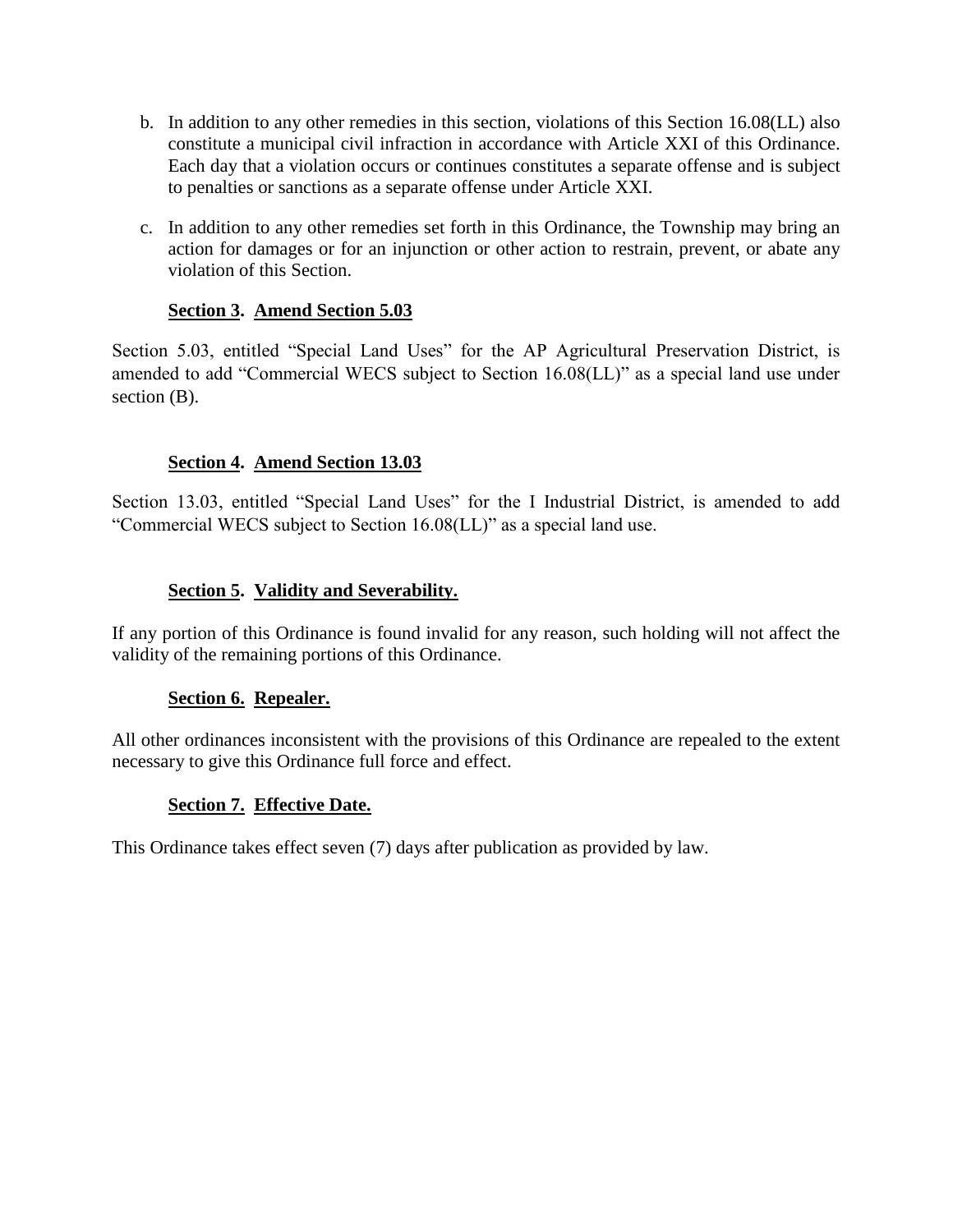b. In addition to any other remedies in this section, violations of this Section 16.08(LL) also constitute a municipal civil infraction in accordance with Article XXI of this Ordinance. Each day that a violation occurs or continues constitutes a separate offense and is subject to penalties or sanctions as a separate offense under Article XXI.

c. In addition to any other remedies set forth in this Ordinance, the Township may bring an action for damages or for an injunction or other action to restrain, prevent, or abate any violation of this Section.

**Section 3. Amend Section 5.03**

Section 5.03, entitled "Special Land Uses" for the AP Agricultural Preservation District, is amended to add "Commercial WECS subject to Section 16.08(LL)" as a special land use under section (B).

**Section 4. Amend Section 13.03**

Section 13.03, entitled "Special Land Uses" for the I Industrial District, is amended to add "Commercial WECS subject to Section 16.08(LL)" as a special land use.

**Section 5. Validity and Severability.**

If any portion of this Ordinance is found invalid for any reason, such holding will not affect the validity of the remaining portions of this Ordinance.

**Section 6. Repealer.**

All other ordinances inconsistent with the provisions of this Ordinance are repealed to the extent necessary to give this Ordinance full force and effect.

**Section 7. Effective Date.**

This Ordinance takes effect seven (7) days after publication as provided by law.